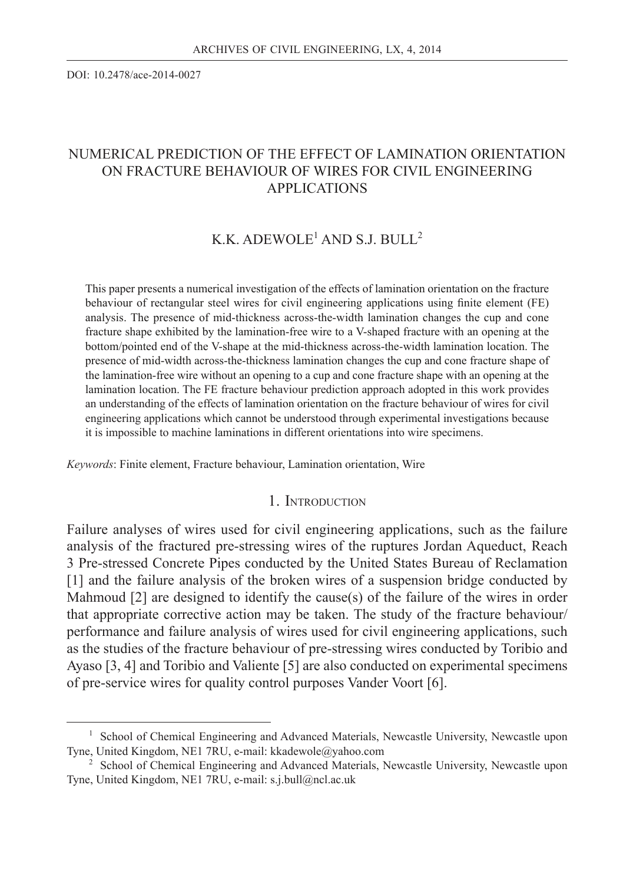DOI: 10.2478/ace-2014-0027

# NUMERICAL PREDICTION OF THE EFFECT OF LAMINATION ORIENTATION ON FRACTURE BEHAVIOUR OF WIRES FOR CIVIL ENGINEERING APPLICATIONS

## K.K. ADEWOLE[1] AND S.J. BULL[2]

This paper presents a numerical investigation of the effects of lamination orientation on the fracture behaviour of rectangular steel wires for civil engineering applications using finite element (FE) analysis. The presence of mid-thickness across-the-width lamination changes the cup and cone fracture shape exhibited by the lamination-free wire to a V-shaped fracture with an opening at the bottom/pointed end of the V-shape at the mid-thickness across-the-width lamination location. The presence of mid-width across-the-thickness lamination changes the cup and cone fracture shape of the lamination-free wire without an opening to a cup and cone fracture shape with an opening at the lamination location. The FE fracture behaviour prediction approach adopted in this work provides an understanding of the effects of lamination orientation on the fracture behaviour of wires for civil engineering applications which cannot be understood through experimental investigations because it is impossible to machine laminations in different orientations into wire specimens.

*Keywords*: Finite element, Fracture behaviour, Lamination orientation, Wire

## 1. Introduction

Failure analyses of wires used for civil engineering applications, such as the failure analysis of the fractured pre-stressing wires of the ruptures Jordan Aqueduct, Reach 3 Pre-stressed Concrete Pipes conducted by the United States Bureau of Reclamation [1] and the failure analysis of the broken wires of a suspension bridge conducted by Mahmoud [2] are designed to identify the cause(s) of the failure of the wires in order that appropriate corrective action may be taken. The study of the fracture behaviour/performance and failure analysis of wires used for civil engineering applications, such as the studies of the fracture behaviour of pre-stressing wires conducted by Toribio and Ayaso [3, 4] and Toribio and Valiente [5] are also conducted on experimental specimens of pre-service wires for quality control purposes Vander Voort [6].

---

[1] School of Chemical Engineering and Advanced Materials, Newcastle University, Newcastle upon Tyne, United Kingdom, NE1 7RU, e-mail: kkadewole@yahoo.com

[2] School of Chemical Engineering and Advanced Materials, Newcastle University, Newcastle upon Tyne, United Kingdom, NE1 7RU, e-mail: s.j.bull@ncl.ac.uk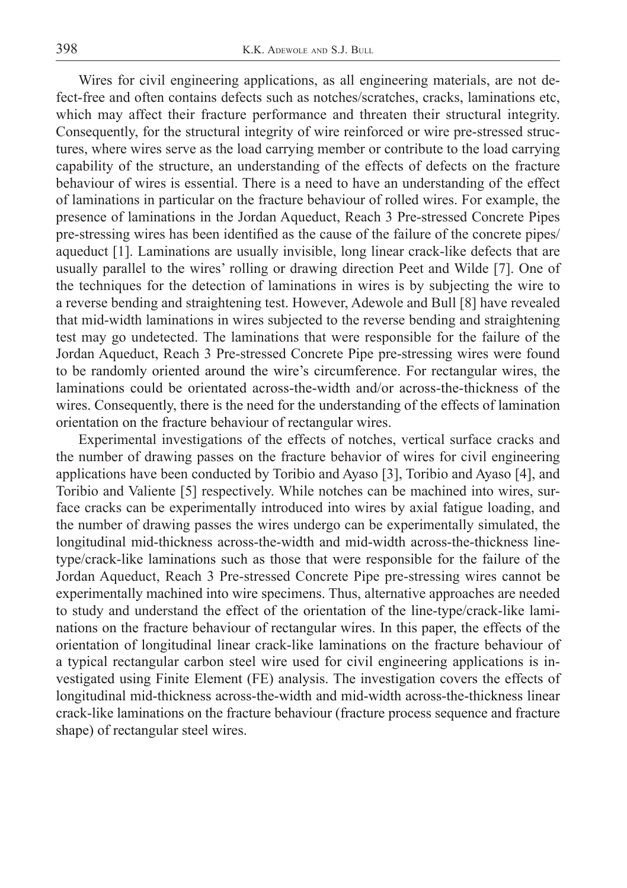Wires for civil engineering applications, as all engineering materials, are not defect-free and often contains defects such as notches/scratches, cracks, laminations etc, which may affect their fracture performance and threaten their structural integrity. Consequently, for the structural integrity of wire reinforced or wire pre-stressed structures, where wires serve as the load carrying member or contribute to the load carrying capability of the structure, an understanding of the effects of defects on the fracture behaviour of wires is essential. There is a need to have an understanding of the effect of laminations in particular on the fracture behaviour of rolled wires. For example, the presence of laminations in the Jordan Aqueduct, Reach 3 Pre-stressed Concrete Pipes pre-stressing wires has been identified as the cause of the failure of the concrete pipes/aqueduct [1]. Laminations are usually invisible, long linear crack-like defects that are usually parallel to the wires' rolling or drawing direction Peet and Wilde [7]. One of the techniques for the detection of laminations in wires is by subjecting the wire to a reverse bending and straightening test. However, Adewole and Bull [8] have revealed that mid-width laminations in wires subjected to the reverse bending and straightening test may go undetected. The laminations that were responsible for the failure of the Jordan Aqueduct, Reach 3 Pre-stressed Concrete Pipe pre-stressing wires were found to be randomly oriented around the wire's circumference. For rectangular wires, the laminations could be orientated across-the-width and/or across-the-thickness of the wires. Consequently, there is the need for the understanding of the effects of lamination orientation on the fracture behaviour of rectangular wires.

Experimental investigations of the effects of notches, vertical surface cracks and the number of drawing passes on the fracture behavior of wires for civil engineering applications have been conducted by Toribio and Ayaso [3], Toribio and Ayaso [4], and Toribio and Valiente [5] respectively. While notches can be machined into wires, surface cracks can be experimentally introduced into wires by axial fatigue loading, and the number of drawing passes the wires undergo can be experimentally simulated, the longitudinal mid-thickness across-the-width and mid-width across-the-thickness line-type/crack-like laminations such as those that were responsible for the failure of the Jordan Aqueduct, Reach 3 Pre-stressed Concrete Pipe pre-stressing wires cannot be experimentally machined into wire specimens. Thus, alternative approaches are needed to study and understand the effect of the orientation of the line-type/crack-like laminations on the fracture behaviour of rectangular wires. In this paper, the effects of the orientation of longitudinal linear crack-like laminations on the fracture behaviour of a typical rectangular carbon steel wire used for civil engineering applications is investigated using Finite Element (FE) analysis. The investigation covers the effects of longitudinal mid-thickness across-the-width and mid-width across-the-thickness linear crack-like laminations on the fracture behaviour (fracture process sequence and fracture shape) of rectangular steel wires.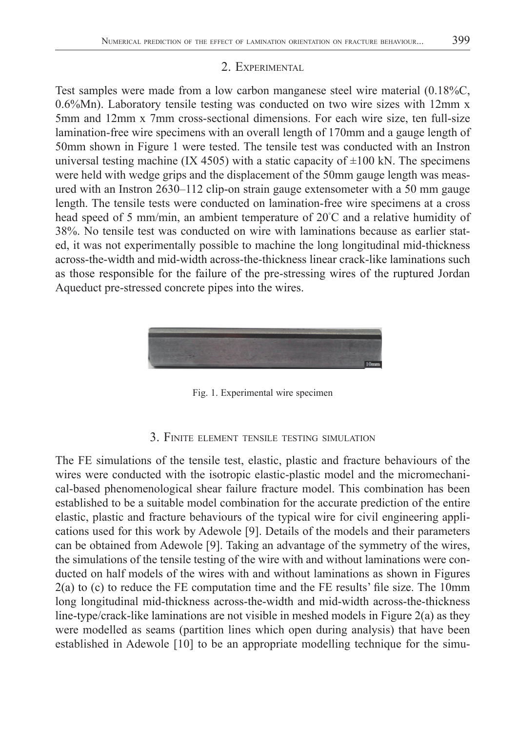## 2. Experimental

Test samples were made from a low carbon manganese steel wire material (0.18%C, 0.6%Mn). Laboratory tensile testing was conducted on two wire sizes with 12mm x 5mm and 12mm x 7mm cross-sectional dimensions. For each wire size, ten full-size lamination-free wire specimens with an overall length of 170mm and a gauge length of 50mm shown in Figure 1 were tested. The tensile test was conducted with an Instron universal testing machine (IX 4505) with a static capacity of ±100 kN. The specimens were held with wedge grips and the displacement of the 50mm gauge length was measured with an Instron 2630–112 clip-on strain gauge extensometer with a 50 mm gauge length. The tensile tests were conducted on lamination-free wire specimens at a cross head speed of 5 mm/min, an ambient temperature of 20°C and a relative humidity of 38%. No tensile test was conducted on wire with laminations because as earlier stated, it was not experimentally possible to machine the long longitudinal mid-thickness across-the-width and mid-width across-the-thickness linear crack-like laminations such as those responsible for the failure of the pre-stressing wires of the ruptured Jordan Aqueduct pre-stressed concrete pipes into the wires.

Fig. 1. Experimental wire specimen

## 3. Finite element tensile testing simulation

The FE simulations of the tensile test, elastic, plastic and fracture behaviours of the wires were conducted with the isotropic elastic-plastic model and the micromechanical-based phenomenological shear failure fracture model. This combination has been established to be a suitable model combination for the accurate prediction of the entire elastic, plastic and fracture behaviours of the typical wire for civil engineering applications used for this work by Adewole [9]. Details of the models and their parameters can be obtained from Adewole [9]. Taking an advantage of the symmetry of the wires, the simulations of the tensile testing of the wire with and without laminations were conducted on half models of the wires with and without laminations as shown in Figures 2(a) to (c) to reduce the FE computation time and the FE results' file size. The 10mm long longitudinal mid-thickness across-the-width and mid-width across-the-thickness line-type/crack-like laminations are not visible in meshed models in Figure 2(a) as they were modelled as seams (partition lines which open during analysis) that have been established in Adewole [10] to be an appropriate modelling technique for the simu-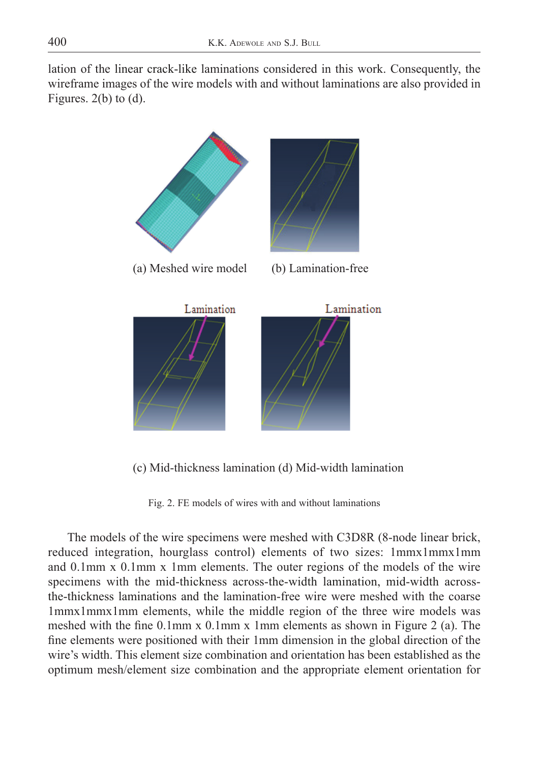lation of the linear crack-like laminations considered in this work. Consequently, the wireframe images of the wire models with and without laminations are also provided in Figures. 2(b) to (d).

(a) Meshed wire model (b) Lamination-free

Lamination Lamination

(c) Mid-thickness lamination (d) Mid-width lamination

Fig. 2. FE models of wires with and without laminations

The models of the wire specimens were meshed with C3D8R (8-node linear brick, reduced integration, hourglass control) elements of two sizes: 1mmx1mmx1mm and 0.1mm x 0.1mm x 1mm elements. The outer regions of the models of the wire specimens with the mid-thickness across-the-width lamination, mid-width across-the-thickness laminations and the lamination-free wire were meshed with the coarse 1mmx1mmx1mm elements, while the middle region of the three wire models was meshed with the fine 0.1mm x 0.1mm x 1mm elements as shown in Figure 2 (a). The fine elements were positioned with their 1mm dimension in the global direction of the wire's width. This element size combination and orientation has been established as the optimum mesh/element size combination and the appropriate element orientation for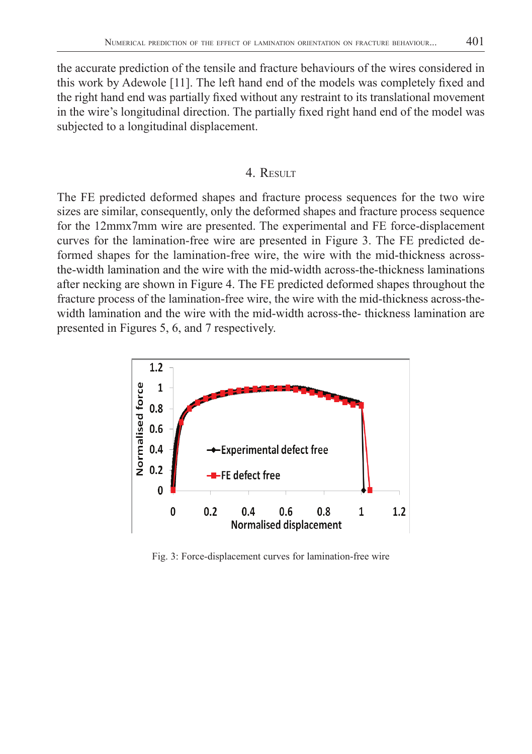the accurate prediction of the tensile and fracture behaviours of the wires considered in this work by Adewole [11]. The left hand end of the models was completely fixed and the right hand end was partially fixed without any restraint to its translational movement in the wire's longitudinal direction. The partially fixed right hand end of the model was subjected to a longitudinal displacement.

## 4. Result

The FE predicted deformed shapes and fracture process sequences for the two wire sizes are similar, consequently, only the deformed shapes and fracture process sequence for the 12mmx7mm wire are presented. The experimental and FE force-displacement curves for the lamination-free wire are presented in Figure 3. The FE predicted deformed shapes for the lamination-free wire, the wire with the mid-thickness across-the-width lamination and the wire with the mid-width across-the-thickness laminations after necking are shown in Figure 4. The FE predicted deformed shapes throughout the fracture process of the lamination-free wire, the wire with the mid-thickness across-the-width lamination and the wire with the mid-width across-the- thickness lamination are presented in Figures 5, 6, and 7 respectively.

Fig. 3: Force-displacement curves for lamination-free wire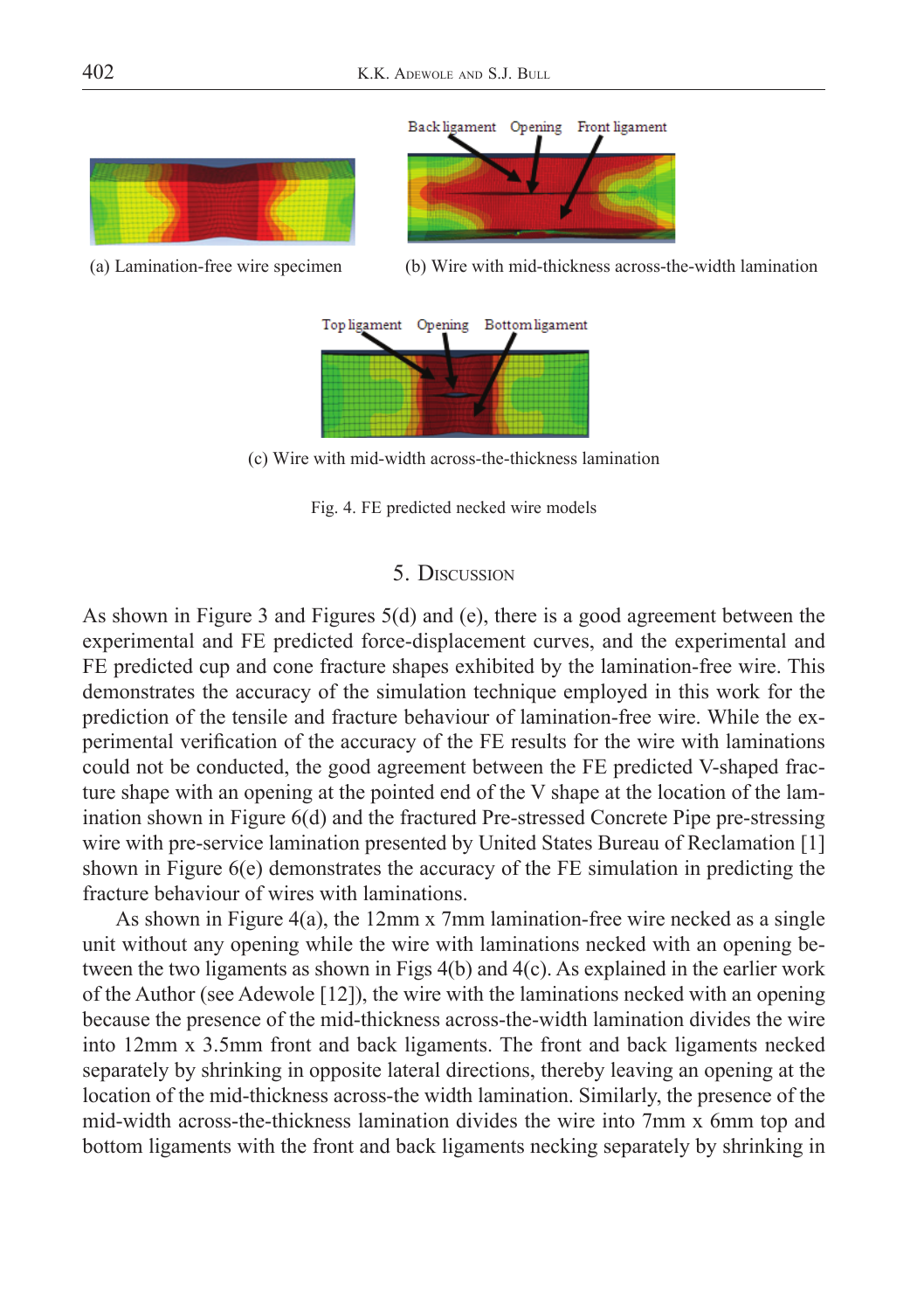Back ligament Opening Front ligament

(a) Lamination-free wire specimen

(b) Wire with mid-thickness across-the-width lamination

Top ligament Opening Bottom ligament

(c) Wire with mid-width across-the-thickness lamination

Fig. 4. FE predicted necked wire models

## 5. Discussion

As shown in Figure 3 and Figures 5(d) and (e), there is a good agreement between the experimental and FE predicted force-displacement curves, and the experimental and FE predicted cup and cone fracture shapes exhibited by the lamination-free wire. This demonstrates the accuracy of the simulation technique employed in this work for the prediction of the tensile and fracture behaviour of lamination-free wire. While the experimental verification of the accuracy of the FE results for the wire with laminations could not be conducted, the good agreement between the FE predicted V-shaped fracture shape with an opening at the pointed end of the V shape at the location of the lamination shown in Figure 6(d) and the fractured Pre-stressed Concrete Pipe pre-stressing wire with pre-service lamination presented by United States Bureau of Reclamation [1] shown in Figure 6(e) demonstrates the accuracy of the FE simulation in predicting the fracture behaviour of wires with laminations.

As shown in Figure 4(a), the 12mm x 7mm lamination-free wire necked as a single unit without any opening while the wire with laminations necked with an opening between the two ligaments as shown in Figs 4(b) and 4(c). As explained in the earlier work of the Author (see Adewole [12]), the wire with the laminations necked with an opening because the presence of the mid-thickness across-the-width lamination divides the wire into 12mm x 3.5mm front and back ligaments. The front and back ligaments necked separately by shrinking in opposite lateral directions, thereby leaving an opening at the location of the mid-thickness across-the width lamination. Similarly, the presence of the mid-width across-the-thickness lamination divides the wire into 7mm x 6mm top and bottom ligaments with the front and back ligaments necking separately by shrinking in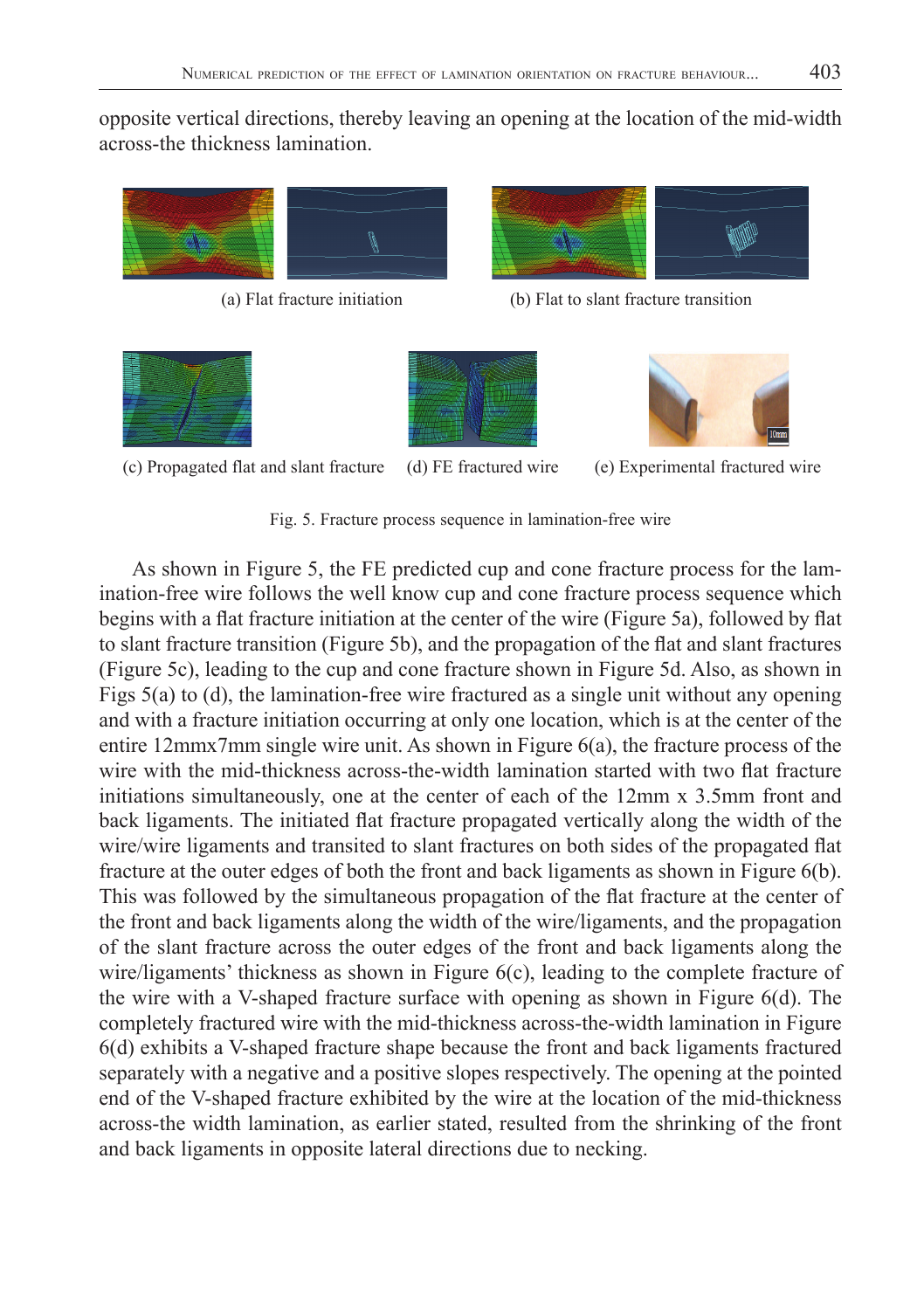opposite vertical directions, thereby leaving an opening at the location of the mid-width across-the thickness lamination.

(a) Flat fracture initiation

(b) Flat to slant fracture transition

(c) Propagated flat and slant fracture

(d) FE fractured wire

(e) Experimental fractured wire

Fig. 5. Fracture process sequence in lamination-free wire

As shown in Figure 5, the FE predicted cup and cone fracture process for the lamination-free wire follows the well know cup and cone fracture process sequence which begins with a flat fracture initiation at the center of the wire (Figure 5a), followed by flat to slant fracture transition (Figure 5b), and the propagation of the flat and slant fractures (Figure 5c), leading to the cup and cone fracture shown in Figure 5d. Also, as shown in Figs 5(a) to (d), the lamination-free wire fractured as a single unit without any opening and with a fracture initiation occurring at only one location, which is at the center of the entire 12mmx7mm single wire unit. As shown in Figure 6(a), the fracture process of the wire with the mid-thickness across-the-width lamination started with two flat fracture initiations simultaneously, one at the center of each of the 12mm x 3.5mm front and back ligaments. The initiated flat fracture propagated vertically along the width of the wire/wire ligaments and transited to slant fractures on both sides of the propagated flat fracture at the outer edges of both the front and back ligaments as shown in Figure 6(b). This was followed by the simultaneous propagation of the flat fracture at the center of the front and back ligaments along the width of the wire/ligaments, and the propagation of the slant fracture across the outer edges of the front and back ligaments along the wire/ligaments' thickness as shown in Figure 6(c), leading to the complete fracture of the wire with a V-shaped fracture surface with opening as shown in Figure 6(d). The completely fractured wire with the mid-thickness across-the-width lamination in Figure 6(d) exhibits a V-shaped fracture shape because the front and back ligaments fractured separately with a negative and a positive slopes respectively. The opening at the pointed end of the V-shaped fracture exhibited by the wire at the location of the mid-thickness across-the width lamination, as earlier stated, resulted from the shrinking of the front and back ligaments in opposite lateral directions due to necking.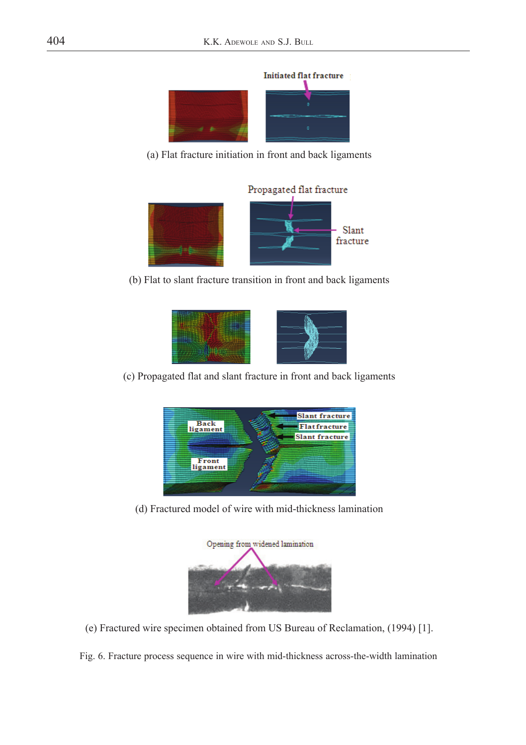(a) Flat fracture initiation in front and back ligaments

(b) Flat to slant fracture transition in front and back ligaments

(c) Propagated flat and slant fracture in front and back ligaments

(d) Fractured model of wire with mid-thickness lamination

(e) Fractured wire specimen obtained from US Bureau of Reclamation, (1994) [1].

Fig. 6. Fracture process sequence in wire with mid-thickness across-the-width lamination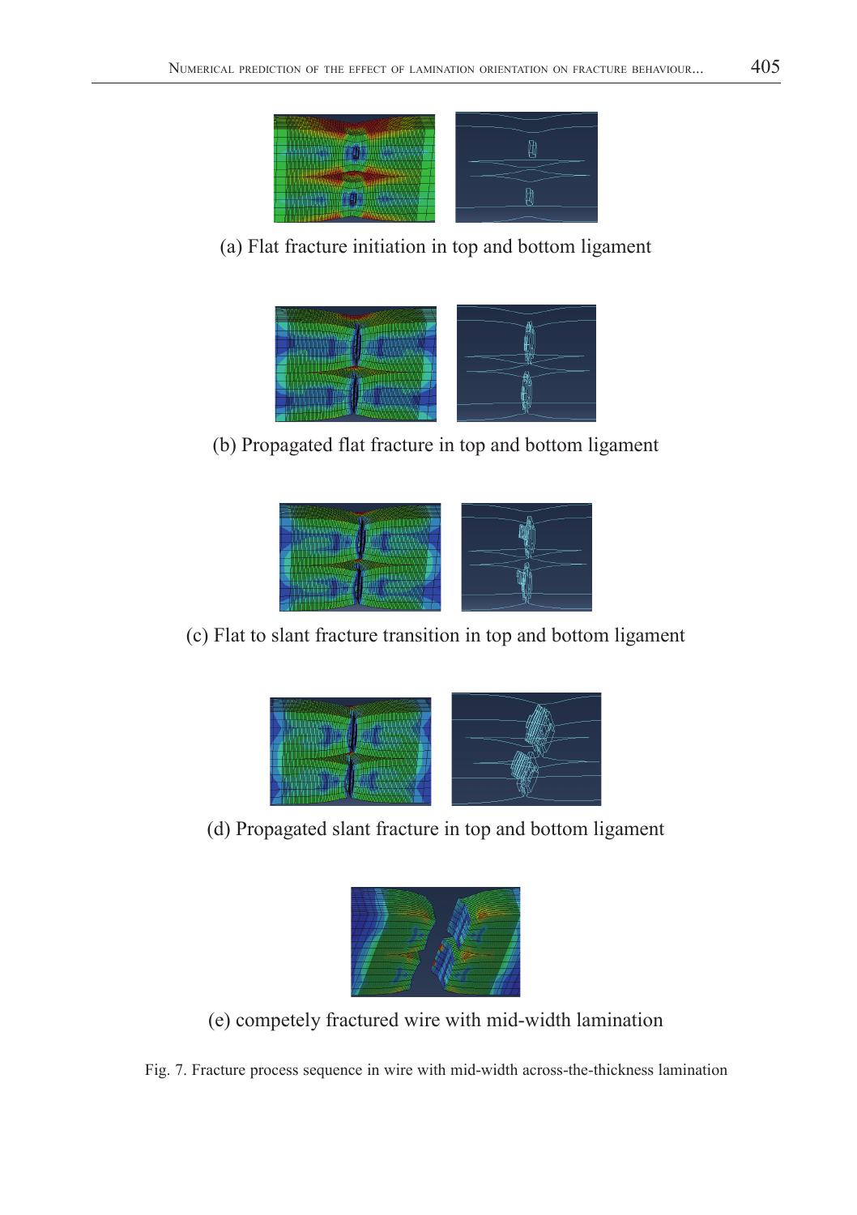(a) Flat fracture initiation in top and bottom ligament

(b) Propagated flat fracture in top and bottom ligament

(c) Flat to slant fracture transition in top and bottom ligament

(d) Propagated slant fracture in top and bottom ligament

(e) competely fractured wire with mid-width lamination

Fig. 7. Fracture process sequence in wire with mid-width across-the-thickness lamination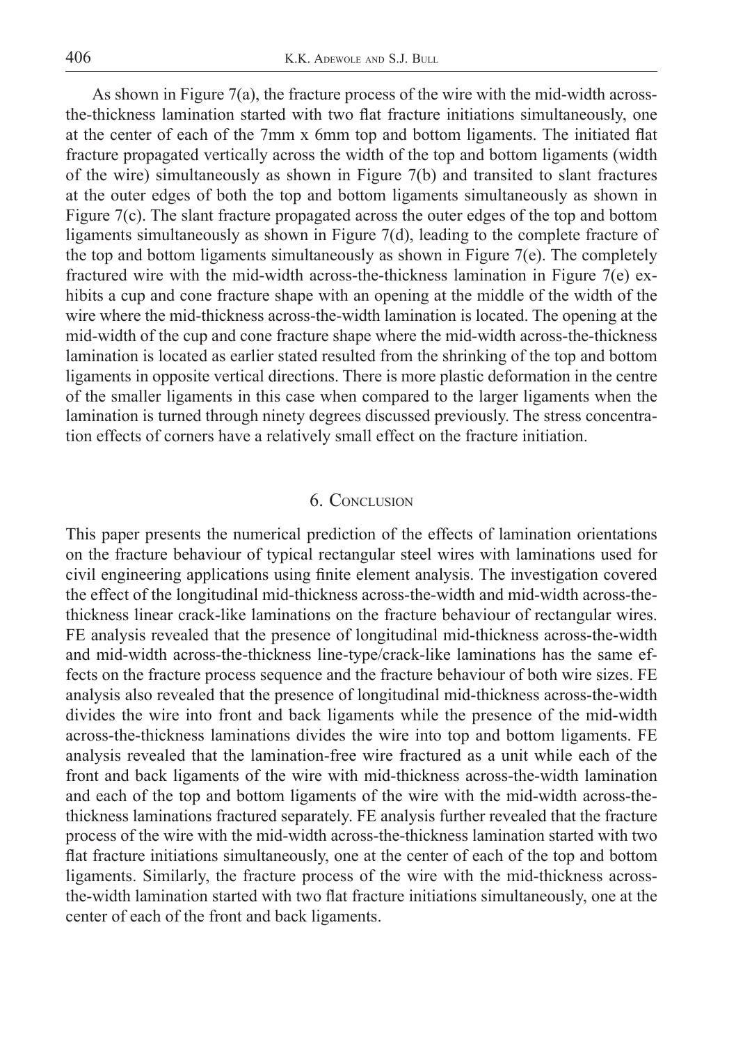As shown in Figure 7(a), the fracture process of the wire with the mid-width across-the-thickness lamination started with two flat fracture initiations simultaneously, one at the center of each of the 7mm x 6mm top and bottom ligaments. The initiated flat fracture propagated vertically across the width of the top and bottom ligaments (width of the wire) simultaneously as shown in Figure 7(b) and transited to slant fractures at the outer edges of both the top and bottom ligaments simultaneously as shown in Figure 7(c). The slant fracture propagated across the outer edges of the top and bottom ligaments simultaneously as shown in Figure 7(d), leading to the complete fracture of the top and bottom ligaments simultaneously as shown in Figure 7(e). The completely fractured wire with the mid-width across-the-thickness lamination in Figure 7(e) exhibits a cup and cone fracture shape with an opening at the middle of the width of the wire where the mid-thickness across-the-width lamination is located. The opening at the mid-width of the cup and cone fracture shape where the mid-width across-the-thickness lamination is located as earlier stated resulted from the shrinking of the top and bottom ligaments in opposite vertical directions. There is more plastic deformation in the centre of the smaller ligaments in this case when compared to the larger ligaments when the lamination is turned through ninety degrees discussed previously. The stress concentration effects of corners have a relatively small effect on the fracture initiation.

## 6. Conclusion

This paper presents the numerical prediction of the effects of lamination orientations on the fracture behaviour of typical rectangular steel wires with laminations used for civil engineering applications using finite element analysis. The investigation covered the effect of the longitudinal mid-thickness across-the-width and mid-width across-the-thickness linear crack-like laminations on the fracture behaviour of rectangular wires. FE analysis revealed that the presence of longitudinal mid-thickness across-the-width and mid-width across-the-thickness line-type/crack-like laminations has the same effects on the fracture process sequence and the fracture behaviour of both wire sizes. FE analysis also revealed that the presence of longitudinal mid-thickness across-the-width divides the wire into front and back ligaments while the presence of the mid-width across-the-thickness laminations divides the wire into top and bottom ligaments. FE analysis revealed that the lamination-free wire fractured as a unit while each of the front and back ligaments of the wire with mid-thickness across-the-width lamination and each of the top and bottom ligaments of the wire with the mid-width across-the-thickness laminations fractured separately. FE analysis further revealed that the fracture process of the wire with the mid-width across-the-thickness lamination started with two flat fracture initiations simultaneously, one at the center of each of the top and bottom ligaments. Similarly, the fracture process of the wire with the mid-thickness across-the-width lamination started with two flat fracture initiations simultaneously, one at the center of each of the front and back ligaments.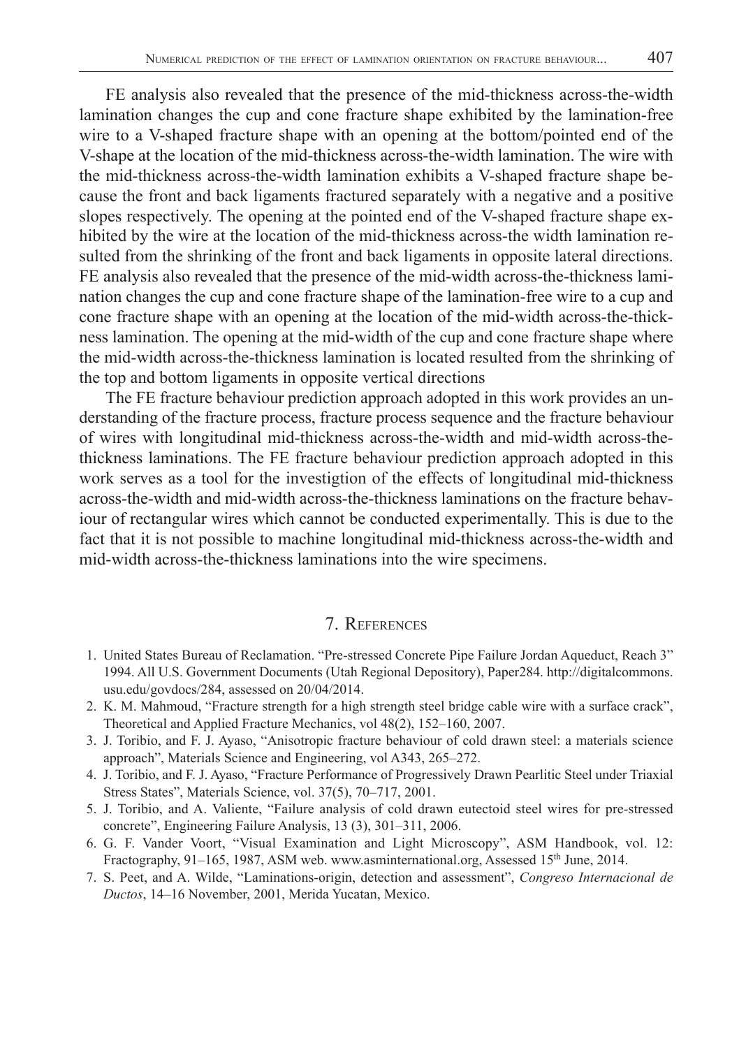FE analysis also revealed that the presence of the mid-thickness across-the-width lamination changes the cup and cone fracture shape exhibited by the lamination-free wire to a V-shaped fracture shape with an opening at the bottom/pointed end of the V-shape at the location of the mid-thickness across-the-width lamination. The wire with the mid-thickness across-the-width lamination exhibits a V-shaped fracture shape because the front and back ligaments fractured separately with a negative and a positive slopes respectively. The opening at the pointed end of the V-shaped fracture shape exhibited by the wire at the location of the mid-thickness across-the width lamination resulted from the shrinking of the front and back ligaments in opposite lateral directions. FE analysis also revealed that the presence of the mid-width across-the-thickness lamination changes the cup and cone fracture shape of the lamination-free wire to a cup and cone fracture shape with an opening at the location of the mid-width across-the-thickness lamination. The opening at the mid-width of the cup and cone fracture shape where the mid-width across-the-thickness lamination is located resulted from the shrinking of the top and bottom ligaments in opposite vertical directions

The FE fracture behaviour prediction approach adopted in this work provides an understanding of the fracture process, fracture process sequence and the fracture behaviour of wires with longitudinal mid-thickness across-the-width and mid-width across-the-thickness laminations. The FE fracture behaviour prediction approach adopted in this work serves as a tool for the investigtion of the effects of longitudinal mid-thickness across-the-width and mid-width across-the-thickness laminations on the fracture behaviour of rectangular wires which cannot be conducted experimentally. This is due to the fact that it is not possible to machine longitudinal mid-thickness across-the-width and mid-width across-the-thickness laminations into the wire specimens.

## 7. References

1. United States Bureau of Reclamation. "Pre-stressed Concrete Pipe Failure Jordan Aqueduct, Reach 3" 1994. All U.S. Government Documents (Utah Regional Depository), Paper284. http://digitalcommons.usu.edu/govdocs/284, assessed on 20/04/2014.
2. K. M. Mahmoud, "Fracture strength for a high strength steel bridge cable wire with a surface crack", Theoretical and Applied Fracture Mechanics, vol 48(2), 152–160, 2007.
3. J. Toribio, and F. J. Ayaso, "Anisotropic fracture behaviour of cold drawn steel: a materials science approach", Materials Science and Engineering, vol A343, 265–272.
4. J. Toribio, and F. J. Ayaso, "Fracture Performance of Progressively Drawn Pearlitic Steel under Triaxial Stress States", Materials Science, vol. 37(5), 70–717, 2001.
5. J. Toribio, and A. Valiente, "Failure analysis of cold drawn eutectoid steel wires for pre-stressed concrete", Engineering Failure Analysis, 13 (3), 301–311, 2006.
6. G. F. Vander Voort, "Visual Examination and Light Microscopy", ASM Handbook, vol. 12: Fractography, 91–165, 1987, ASM web. www.asminternational.org, Assessed 15th June, 2014.
7. S. Peet, and A. Wilde, "Laminations-origin, detection and assessment", *Congreso Internacional de Ductos*, 14–16 November, 2001, Merida Yucatan, Mexico.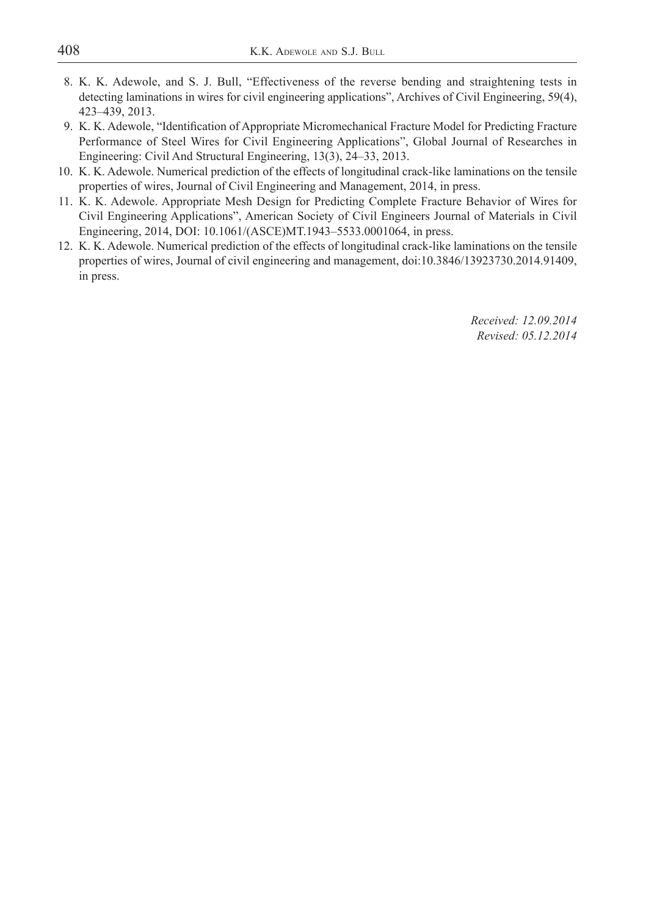8. K. K. Adewole, and S. J. Bull, "Effectiveness of the reverse bending and straightening tests in detecting laminations in wires for civil engineering applications", Archives of Civil Engineering, 59(4), 423–439, 2013.
9. K. K. Adewole, "Identification of Appropriate Micromechanical Fracture Model for Predicting Fracture Performance of Steel Wires for Civil Engineering Applications", Global Journal of Researches in Engineering: Civil And Structural Engineering, 13(3), 24–33, 2013.
10. K. K. Adewole. Numerical prediction of the effects of longitudinal crack-like laminations on the tensile properties of wires, Journal of Civil Engineering and Management, 2014, in press.
11. K. K. Adewole. Appropriate Mesh Design for Predicting Complete Fracture Behavior of Wires for Civil Engineering Applications", American Society of Civil Engineers Journal of Materials in Civil Engineering, 2014, DOI: 10.1061/(ASCE)MT.1943–5533.0001064, in press.
12. K. K. Adewole. Numerical prediction of the effects of longitudinal crack-like laminations on the tensile properties of wires, Journal of civil engineering and management, doi:10.3846/13923730.2014.91409, in press.

*Received: 12.09.2014*
*Revised: 05.12.2014*